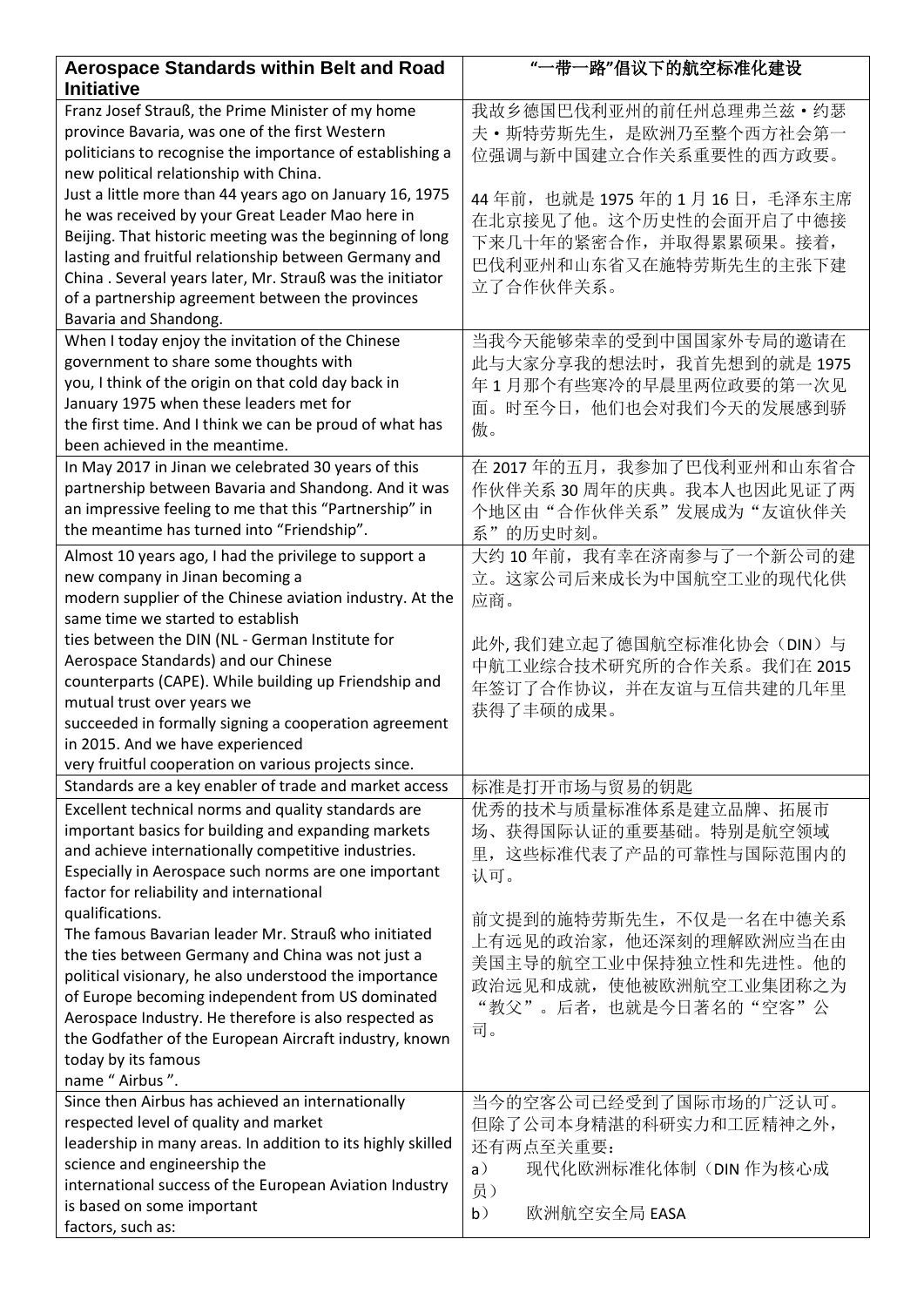| Aerospace Standards within Belt and Road Initiative | "一带一路"倡议下的航空标准化建设 |
| --- | --- |
| Franz Josef Strauß, the Prime Minister of my home province Bavaria, was one of the first Western politicians to recognise the importance of establishing a new political relationship with China.<br>Just a little more than 44 years ago on January 16, 1975 he was received by your Great Leader Mao here in Beijing. That historic meeting was the beginning of long lasting and fruitful relationship between Germany and China . Several years later, Mr. Strauß was the initiator of a partnership agreement between the provinces Bavaria and Shandong. | 我故乡德国巴伐利亚州的前任州总理弗兰兹・约瑟夫・斯特劳斯先生，是欧洲乃至整个西方社会第一位强调与新中国建立合作关系重要性的西方政要。<br><br>44 年前，也就是 1975 年的 1 月 16 日，毛泽东主席在北京接见了他。这个历史性的会面开启了中德接下来几十年的紧密合作，并取得累累硕果。接着，巴伐利亚州和山东省又在施特劳斯先生的主张下建立了合作伙伴关系。 |
| When I today enjoy the invitation of the Chinese government to share some thoughts with you, I think of the origin on that cold day back in January 1975 when these leaders met for the first time. And I think we can be proud of what has been achieved in the meantime. | 当我今天能够荣幸的受到中国国家外专局的邀请在此与大家分享我的想法时，我首先想到的就是 1975 年 1 月那个有些寒冷的早晨里两位政要的第一次见面。时至今日，他们也会对我们今天的发展感到骄傲。 |
| In May 2017 in Jinan we celebrated 30 years of this partnership between Bavaria and Shandong. And it was an impressive feeling to me that this "Partnership" in the meantime has turned into "Friendship". | 在 2017 年的五月，我参加了巴伐利亚州和山东省合作伙伴关系 30 周年的庆典。我本人也因此见证了两个地区由"合作伙伴关系"发展成为"友谊伙伴关系"的历史时刻。 |
| Almost 10 years ago, I had the privilege to support a new company in Jinan becoming a modern supplier of the Chinese aviation industry. At the same time we started to establish ties between the DIN (NL - German Institute for Aerospace Standards) and our Chinese counterparts (CAPE). While building up Friendship and mutual trust over years we succeeded in formally signing a cooperation agreement in 2015. And we have experienced very fruitful cooperation on various projects since. | 大约 10 年前，我有幸在济南参与了一个新公司的建立。这家公司后来成长为中国航空工业的现代化供应商。<br><br>此外, 我们建立起了德国航空标准化协会（DIN）与中航工业综合技术研究所的合作关系。我们在 2015 年签订了合作协议，并在友谊与互信共建的几年里获得了丰硕的成果。 |
| Standards are a key enabler of trade and market access | 标准是打开市场与贸易的钥匙 |
| Excellent technical norms and quality standards are important basics for building and expanding markets and achieve internationally competitive industries. Especially in Aerospace such norms are one important factor for reliability and international qualifications.<br>The famous Bavarian leader Mr. Strauß who initiated the ties between Germany and China was not just a political visionary, he also understood the importance of Europe becoming independent from US dominated Aerospace Industry. He therefore is also respected as the Godfather of the European Aircraft industry, known today by its famous name " Airbus ". | 优秀的技术与质量标准体系是建立品牌、拓展市场、获得国际认证的重要基础。特别是航空领域里，这些标准代表了产品的可靠性与国际范围内的认可。<br><br>前文提到的施特劳斯先生，不仅是一名在中德关系上有远见的政治家，他还深刻的理解欧洲应当在由美国主导的航空工业中保持独立性和先进性。他的政治远见和成就，使他被欧洲航空工业集团称之为"教父"。后者，也就是今日著名的"空客"公司。 |
| Since then Airbus has achieved an internationally respected level of quality and market leadership in many areas. In addition to its highly skilled science and engineership the international success of the European Aviation Industry is based on some important factors, such as: | 当今的空客公司已经受到了国际市场的广泛认可。但除了公司本身精湛的科研实力和工匠精神之外，还有两点至关重要：<br>a） 现代化欧洲标准化体制（DIN 作为核心成员）<br>b） 欧洲航空安全局 EASA |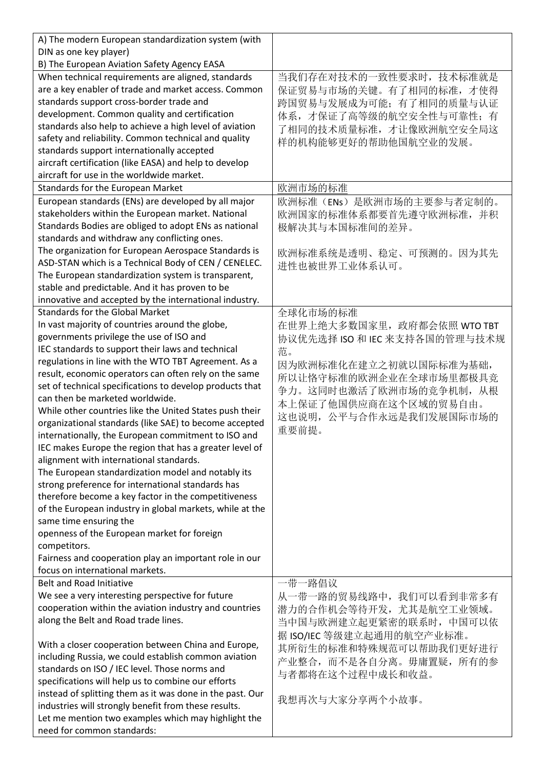| A) The modern European standardization system (with DIN as one key player)<br>B) The European Aviation Safety Agency EASA | |
|---|---|
| When technical requirements are aligned, standards are a key enabler of trade and market access. Common standards support cross-border trade and development. Common quality and certification standards also help to achieve a high level of aviation safety and reliability. Common technical and quality standards support internationally accepted aircraft certification (like EASA) and help to develop aircraft for use in the worldwide market. | 当我们存在对技术的一致性要求时，技术标准就是保证贸易与市场的关键。有了相同的标准，才使得跨国贸易与发展成为可能；有了相同的质量与认证体系，才保证了高等级的航空安全性与可靠性；有了相同的技术质量标准，才让像欧洲航空安全局这样的机构能够更好的帮助他国航空业的发展。 |
| Standards for the European Market | 欧洲市场的标准 |
| European standards (ENs) are developed by all major stakeholders within the European market. National Standards Bodies are obliged to adopt ENs as national standards and withdraw any conflicting ones.<br>The organization for European Aerospace Standards is ASD-STAN which is a Technical Body of CEN / CENELEC.<br>The European standardization system is transparent, stable and predictable. And it has proven to be innovative and accepted by the international industry. | 欧洲标准（ENs）是欧洲市场的主要参与者定制的。欧洲国家的标准体系都要首先遵守欧洲标准，并积极解决其与本国标准间的差异。<br><br>欧洲标准系统是透明、稳定、可预测的。因为其先进性也被世界工业体系认可。 |
| Standards for the Global Market<br>In vast majority of countries around the globe, governments privilege the use of ISO and IEC standards to support their laws and technical regulations in line with the WTO TBT Agreement. As a result, economic operators can often rely on the same set of technical specifications to develop products that can then be marketed worldwide.<br>While other countries like the United States push their organizational standards (like SAE) to become accepted internationally, the European commitment to ISO and IEC makes Europe the region that has a greater level of alignment with international standards.<br>The European standardization model and notably its strong preference for international standards has therefore become a key factor in the competitiveness of the European industry in global markets, while at the same time ensuring the openness of the European market for foreign competitors.<br>Fairness and cooperation play an important role in our focus on international markets. | 全球化市场的标准<br>在世界上绝大多数国家里，政府都会依照 WTO TBT 协议优先选择 ISO 和 IEC 来支持各国的管理与技术规范。<br>因为欧洲标准化在建立之初就以国际标准为基础，所以让恪守标准的欧洲企业在全球市场里都极具竞争力。这同时也激活了欧洲市场的竞争机制，从根本上保证了他国供应商在这个区域的贸易自由。<br>这也说明，公平与合作永远是我们发展国际市场的重要前提。 |
| Belt and Road Initiative<br>We see a very interesting perspective for future cooperation within the aviation industry and countries along the Belt and Road trade lines.<br><br>With a closer cooperation between China and Europe, including Russia, we could establish common aviation standards on ISO / IEC level. Those norms and specifications will help us to combine our efforts instead of splitting them as it was done in the past. Our industries will strongly benefit from these results.<br>Let me mention two examples which may highlight the need for common standards: | 一带一路倡议<br>从一带一路的贸易线路中，我们可以看到非常多有潜力的合作机会等待开发，尤其是航空工业领域。<br>当中国与欧洲建立起更紧密的联系时，中国可以依据 ISO/IEC 等级建立起通用的航空产业标准。<br>其所衍生的标准和特殊规范可以帮助我们更好进行产业整合，而不是各自分离。毋庸置疑，所有的参与者都将在这个过程中成长和收益。<br><br>我想再次与大家分享两个小故事。 |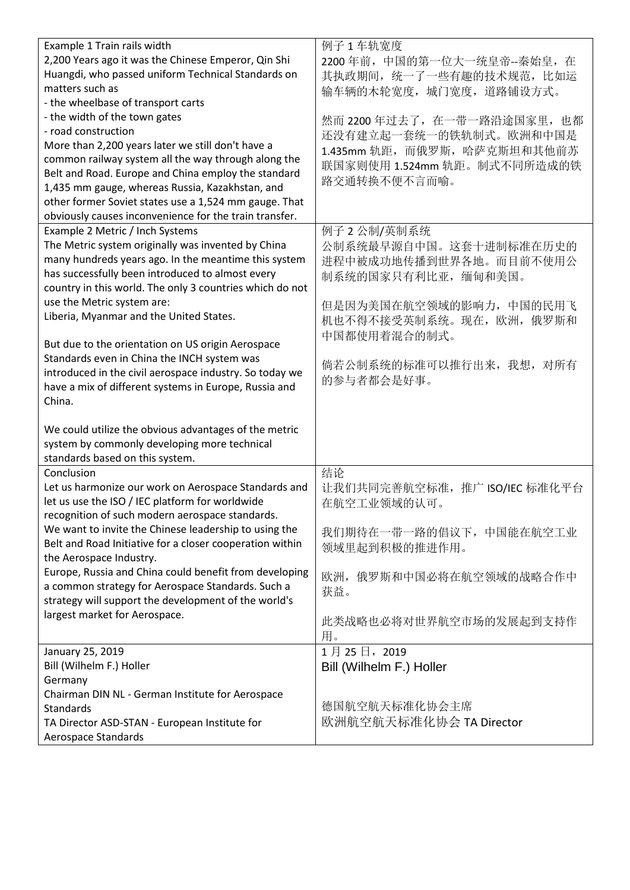| | |
|---|---|
| Example 1 Train rails width<br>2,200 Years ago it was the Chinese Emperor, Qin Shi Huangdi, who passed uniform Technical Standards on matters such as<br>- the wheelbase of transport carts<br>- the width of the town gates<br>- road construction<br>More than 2,200 years later we still don't have a common railway system all the way through along the Belt and Road. Europe and China employ the standard 1,435 mm gauge, whereas Russia, Kazakhstan, and other former Soviet states use a 1,524 mm gauge. That obviously causes inconvenience for the train transfer. | 例子 1 车轨宽度<br>2200 年前，中国的第一位大一统皇帝--秦始皇，在其执政期间，统一了一些有趣的技术规范，比如运输车辆的木轮宽度，城门宽度，道路铺设方式。<br><br>然而 2200 年过去了，在一带一路沿途国家里，也都还没有建立起一套统一的铁轨制式。欧洲和中国是 1.435mm 轨距，而俄罗斯，哈萨克斯坦和其他前苏联国家则使用 1.524mm 轨距。制式不同所造成的铁路交通转换不便不言而喻。 |
| Example 2 Metric / Inch Systems<br>The Metric system originally was invented by China many hundreds years ago. In the meantime this system has successfully been introduced to almost every country in this world. The only 3 countries which do not use the Metric system are:<br>Liberia, Myanmar and the United States.<br><br>But due to the orientation on US origin Aerospace Standards even in China the INCH system was introduced in the civil aerospace industry. So today we have a mix of different systems in Europe, Russia and China.<br><br>We could utilize the obvious advantages of the metric system by commonly developing more technical standards based on this system. | 例子 2 公制/英制系统<br>公制系统最早源自中国。这套十进制标准在历史的进程中被成功地传播到世界各地。而目前不使用公制系统的国家只有利比亚，缅甸和美国。<br><br>但是因为美国在航空领域的影响力，中国的民用飞机也不得不接受英制系统。现在，欧洲，俄罗斯和中国都使用着混合的制式。<br><br>倘若公制系统的标准可以推行出来，我想，对所有的参与者都会是好事。 |
| Conclusion<br>Let us harmonize our work on Aerospace Standards and let us use the ISO / IEC platform for worldwide recognition of such modern aerospace standards.<br>We want to invite the Chinese leadership to using the Belt and Road Initiative for a closer cooperation within the Aerospace Industry.<br>Europe, Russia and China could benefit from developing a common strategy for Aerospace Standards. Such a strategy will support the development of the world's largest market for Aerospace. | 结论<br>让我们共同完善航空标准，推广 ISO/IEC 标准化平台在航空工业领域的认可。<br><br>我们期待在一带一路的倡议下，中国能在航空工业领域里起到积极的推进作用。<br><br>欧洲，俄罗斯和中国必将在航空领域的战略合作中获益。<br><br>此类战略也必将对世界航空市场的发展起到支持作用。 |
| January 25, 2019<br>Bill (Wilhelm F.) Holler<br>Germany<br>Chairman DIN NL - German Institute for Aerospace Standards<br>TA Director ASD-STAN - European Institute for Aerospace Standards | 1 月 25 日，2019<br>Bill (Wilhelm F.) Holler<br><br>德国航空航天标准化协会主席<br>欧洲航空航天标准化协会 TA Director |